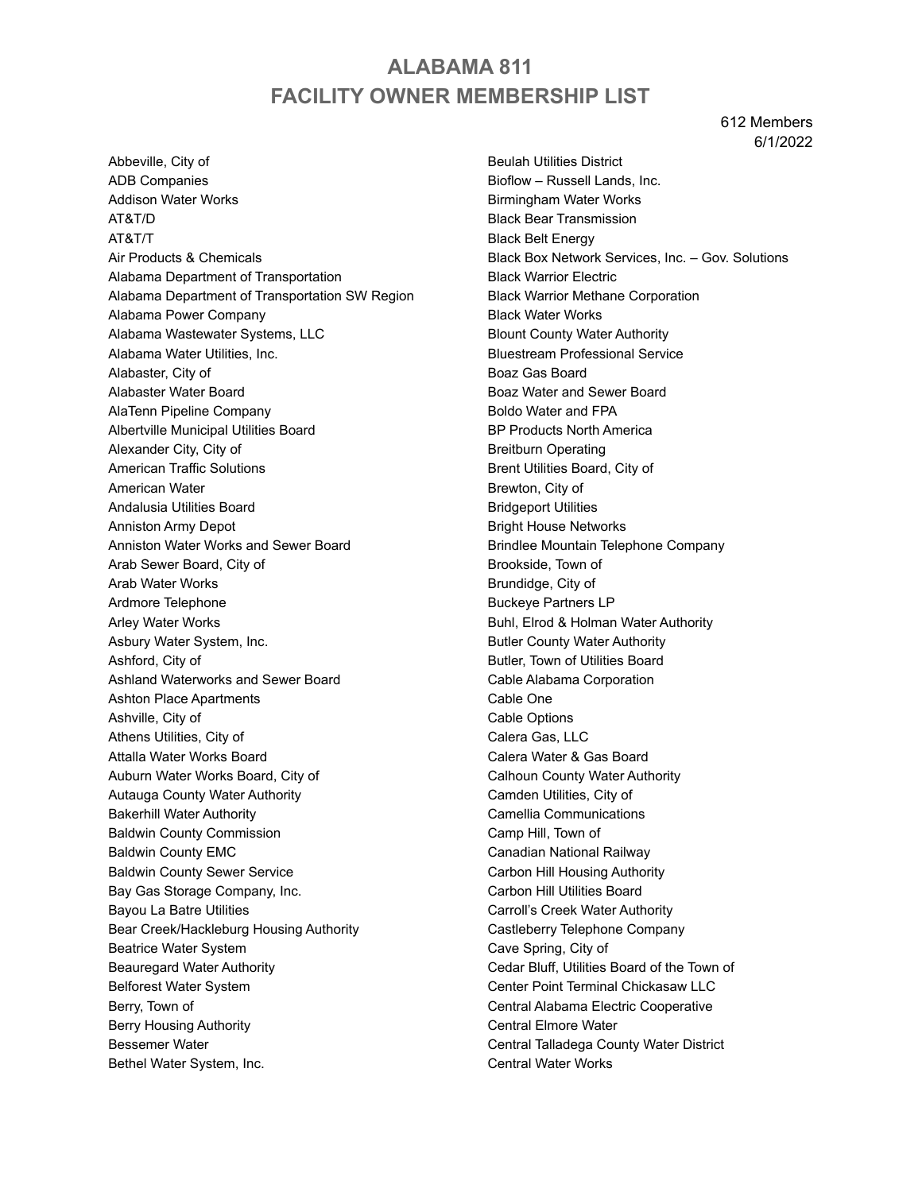# ALABAMA 811
# FACILITY OWNER MEMBERSHIP LIST

612 Members
6/1/2022

Abbeville, City of
ADB Companies
Addison Water Works
AT&T/D
AT&T/T
Air Products & Chemicals
Alabama Department of Transportation
Alabama Department of Transportation SW Region
Alabama Power Company
Alabama Wastewater Systems, LLC
Alabama Water Utilities, Inc.
Alabaster, City of
Alabaster Water Board
AlaTenn Pipeline Company
Albertville Municipal Utilities Board
Alexander City, City of
American Traffic Solutions
American Water
Andalusia Utilities Board
Anniston Army Depot
Anniston Water Works and Sewer Board
Arab Sewer Board, City of
Arab Water Works
Ardmore Telephone
Arley Water Works
Asbury Water System, Inc.
Ashford, City of
Ashland Waterworks and Sewer Board
Ashton Place Apartments
Ashville, City of
Athens Utilities, City of
Attalla Water Works Board
Auburn Water Works Board, City of
Autauga County Water Authority
Bakerhill Water Authority
Baldwin County Commission
Baldwin County EMC
Baldwin County Sewer Service
Bay Gas Storage Company, Inc.
Bayou La Batre Utilities
Bear Creek/Hackleburg Housing Authority
Beatrice Water System
Beauregard Water Authority
Belforest Water System
Berry, Town of
Berry Housing Authority
Bessemer Water
Bethel Water System, Inc.
Beulah Utilities District
Bioflow – Russell Lands, Inc.
Birmingham Water Works
Black Bear Transmission
Black Belt Energy
Black Box Network Services, Inc. – Gov. Solutions
Black Warrior Electric
Black Warrior Methane Corporation
Black Water Works
Blount County Water Authority
Bluestream Professional Service
Boaz Gas Board
Boaz Water and Sewer Board
Boldo Water and FPA
BP Products North America
Breitburn Operating
Brent Utilities Board, City of
Brewton, City of
Bridgeport Utilities
Bright House Networks
Brindlee Mountain Telephone Company
Brookside, Town of
Brundidge, City of
Buckeye Partners LP
Buhl, Elrod & Holman Water Authority
Butler County Water Authority
Butler, Town of Utilities Board
Cable Alabama Corporation
Cable One
Cable Options
Calera Gas, LLC
Calera Water & Gas Board
Calhoun County Water Authority
Camden Utilities, City of
Camellia Communications
Camp Hill, Town of
Canadian National Railway
Carbon Hill Housing Authority
Carbon Hill Utilities Board
Carroll's Creek Water Authority
Castleberry Telephone Company
Cave Spring, City of
Cedar Bluff, Utilities Board of the Town of
Center Point Terminal Chickasaw LLC
Central Alabama Electric Cooperative
Central Elmore Water
Central Talladega County Water District
Central Water Works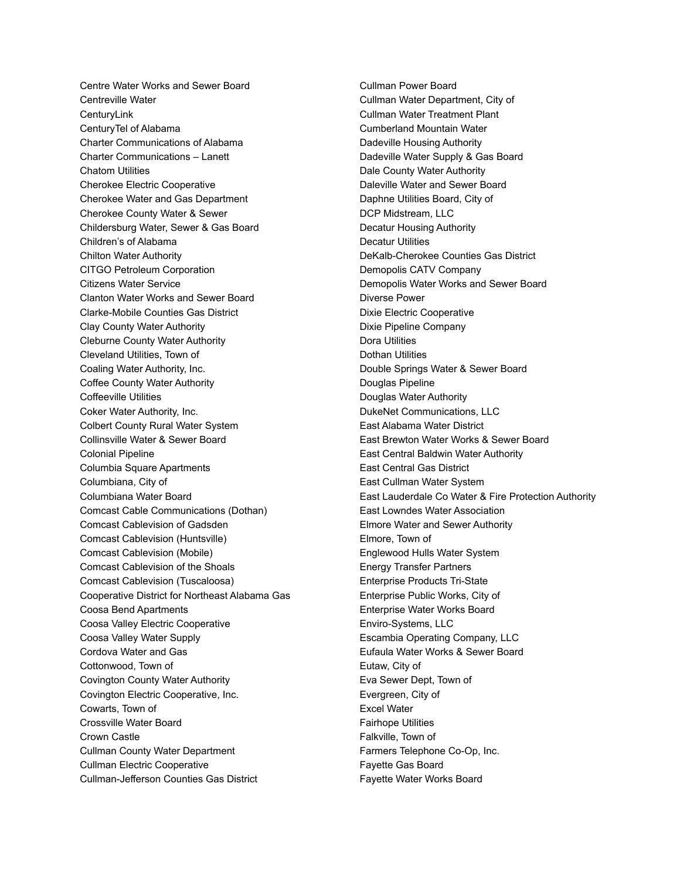Centre Water Works and Sewer Board
Centreville Water
CenturyLink
CenturyTel of Alabama
Charter Communications of Alabama
Charter Communications – Lanett
Chatom Utilities
Cherokee Electric Cooperative
Cherokee Water and Gas Department
Cherokee County Water & Sewer
Childersburg Water, Sewer & Gas Board
Children's of Alabama
Chilton Water Authority
CITGO Petroleum Corporation
Citizens Water Service
Clanton Water Works and Sewer Board
Clarke-Mobile Counties Gas District
Clay County Water Authority
Cleburne County Water Authority
Cleveland Utilities, Town of
Coaling Water Authority, Inc.
Coffee County Water Authority
Coffeeville Utilities
Coker Water Authority, Inc.
Colbert County Rural Water System
Collinsville Water & Sewer Board
Colonial Pipeline
Columbia Square Apartments
Columbiana, City of
Columbiana Water Board
Comcast Cable Communications (Dothan)
Comcast Cablevision of Gadsden
Comcast Cablevision (Huntsville)
Comcast Cablevision (Mobile)
Comcast Cablevision of the Shoals
Comcast Cablevision (Tuscaloosa)
Cooperative District for Northeast Alabama Gas
Coosa Bend Apartments
Coosa Valley Electric Cooperative
Coosa Valley Water Supply
Cordova Water and Gas
Cottonwood, Town of
Covington County Water Authority
Covington Electric Cooperative, Inc.
Cowarts, Town of
Crossville Water Board
Crown Castle
Cullman County Water Department
Cullman Electric Cooperative
Cullman-Jefferson Counties Gas District
Cullman Power Board
Cullman Water Department, City of
Cullman Water Treatment Plant
Cumberland Mountain Water
Dadeville Housing Authority
Dadeville Water Supply & Gas Board
Dale County Water Authority
Daleville Water and Sewer Board
Daphne Utilities Board, City of
DCP Midstream, LLC
Decatur Housing Authority
Decatur Utilities
DeKalb-Cherokee Counties Gas District
Demopolis CATV Company
Demopolis Water Works and Sewer Board
Diverse Power
Dixie Electric Cooperative
Dixie Pipeline Company
Dora Utilities
Dothan Utilities
Double Springs Water & Sewer Board
Douglas Pipeline
Douglas Water Authority
DukeNet Communications, LLC
East Alabama Water District
East Brewton Water Works & Sewer Board
East Central Baldwin Water Authority
East Central Gas District
East Cullman Water System
East Lauderdale Co Water & Fire Protection Authority
East Lowndes Water Association
Elmore Water and Sewer Authority
Elmore, Town of
Englewood Hulls Water System
Energy Transfer Partners
Enterprise Products Tri-State
Enterprise Public Works, City of
Enterprise Water Works Board
Enviro-Systems, LLC
Escambia Operating Company, LLC
Eufaula Water Works & Sewer Board
Eutaw, City of
Eva Sewer Dept, Town of
Evergreen, City of
Excel Water
Fairhope Utilities
Falkville, Town of
Farmers Telephone Co-Op, Inc.
Fayette Gas Board
Fayette Water Works Board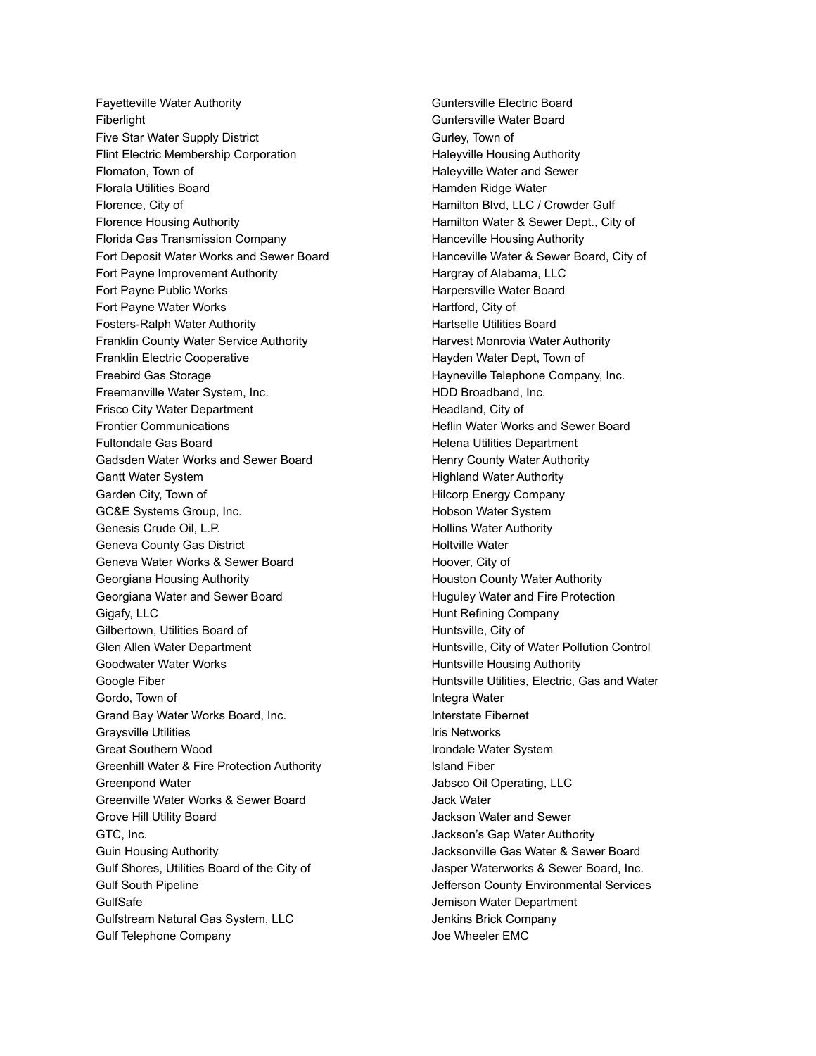Fayetteville Water Authority
Fiberlight
Five Star Water Supply District
Flint Electric Membership Corporation
Flomaton, Town of
Florala Utilities Board
Florence, City of
Florence Housing Authority
Florida Gas Transmission Company
Fort Deposit Water Works and Sewer Board
Fort Payne Improvement Authority
Fort Payne Public Works
Fort Payne Water Works
Fosters-Ralph Water Authority
Franklin County Water Service Authority
Franklin Electric Cooperative
Freebird Gas Storage
Freemanville Water System, Inc.
Frisco City Water Department
Frontier Communications
Fultondale Gas Board
Gadsden Water Works and Sewer Board
Gantt Water System
Garden City, Town of
GC&E Systems Group, Inc.
Genesis Crude Oil, L.P.
Geneva County Gas District
Geneva Water Works & Sewer Board
Georgiana Housing Authority
Georgiana Water and Sewer Board
Gigafy, LLC
Gilbertown, Utilities Board of
Glen Allen Water Department
Goodwater Water Works
Google Fiber
Gordo, Town of
Grand Bay Water Works Board, Inc.
Graysville Utilities
Great Southern Wood
Greenhill Water & Fire Protection Authority
Greenpond Water
Greenville Water Works & Sewer Board
Grove Hill Utility Board
GTC, Inc.
Guin Housing Authority
Gulf Shores, Utilities Board of the City of
Gulf South Pipeline
GulfSafe
Gulfstream Natural Gas System, LLC
Gulf Telephone Company
Guntersville Electric Board
Guntersville Water Board
Gurley, Town of
Haleyville Housing Authority
Haleyville Water and Sewer
Hamden Ridge Water
Hamilton Blvd, LLC / Crowder Gulf
Hamilton Water & Sewer Dept., City of
Hanceville Housing Authority
Hanceville Water & Sewer Board, City of
Hargray of Alabama, LLC
Harpersville Water Board
Hartford, City of
Hartselle Utilities Board
Harvest Monrovia Water Authority
Hayden Water Dept, Town of
Hayneville Telephone Company, Inc.
HDD Broadband, Inc.
Headland, City of
Heflin Water Works and Sewer Board
Helena Utilities Department
Henry County Water Authority
Highland Water Authority
Hilcorp Energy Company
Hobson Water System
Hollins Water Authority
Holtville Water
Hoover, City of
Houston County Water Authority
Huguley Water and Fire Protection
Hunt Refining Company
Huntsville, City of
Huntsville, City of Water Pollution Control
Huntsville Housing Authority
Huntsville Utilities, Electric, Gas and Water
Integra Water
Interstate Fibernet
Iris Networks
Irondale Water System
Island Fiber
Jabsco Oil Operating, LLC
Jack Water
Jackson Water and Sewer
Jackson's Gap Water Authority
Jacksonville Gas Water & Sewer Board
Jasper Waterworks & Sewer Board, Inc.
Jefferson County Environmental Services
Jemison Water Department
Jenkins Brick Company
Joe Wheeler EMC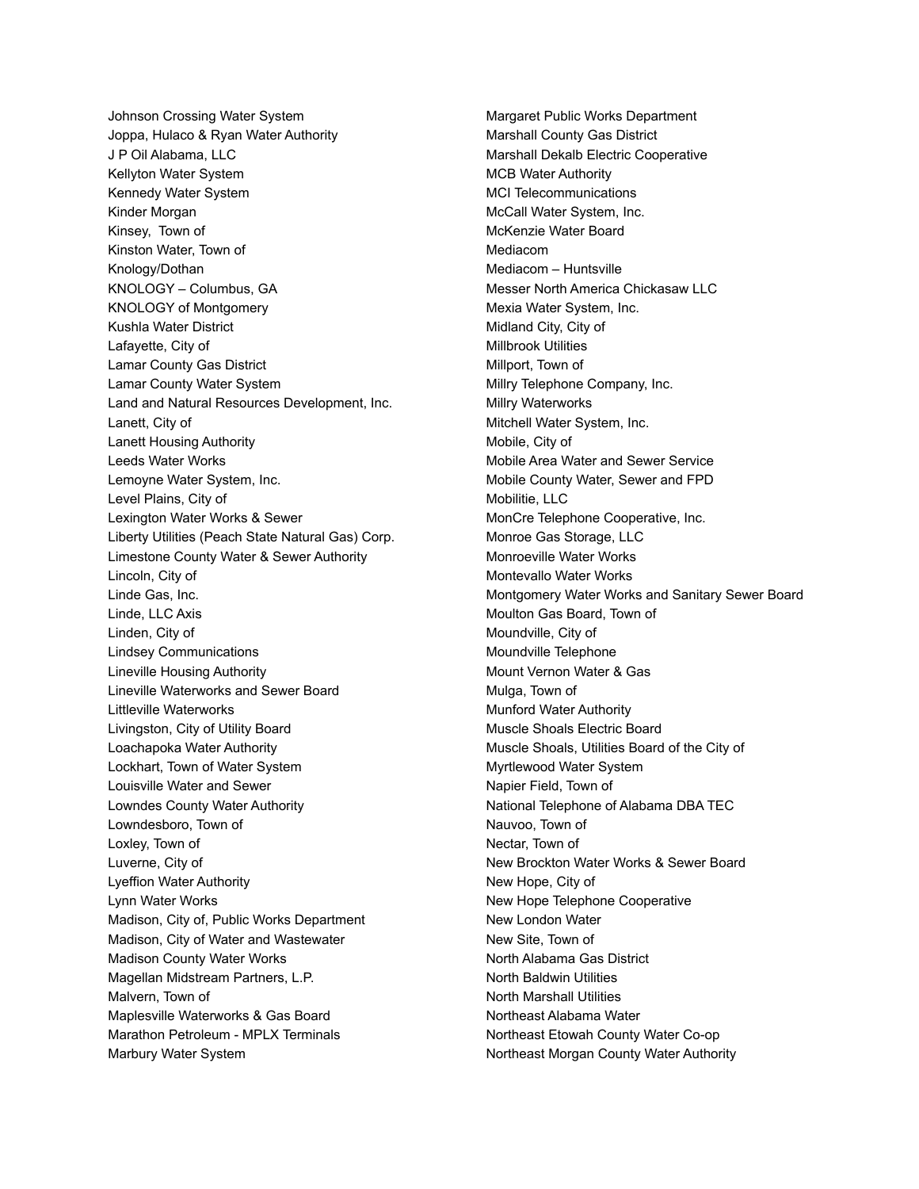Johnson Crossing Water System
Joppa, Hulaco & Ryan Water Authority
J P Oil Alabama, LLC
Kellyton Water System
Kennedy Water System
Kinder Morgan
Kinsey, Town of
Kinston Water, Town of
Knology/Dothan
KNOLOGY – Columbus, GA
KNOLOGY of Montgomery
Kushla Water District
Lafayette, City of
Lamar County Gas District
Lamar County Water System
Land and Natural Resources Development, Inc.
Lanett, City of
Lanett Housing Authority
Leeds Water Works
Lemoyne Water System, Inc.
Level Plains, City of
Lexington Water Works & Sewer
Liberty Utilities (Peach State Natural Gas) Corp.
Limestone County Water & Sewer Authority
Lincoln, City of
Linde Gas, Inc.
Linde, LLC Axis
Linden, City of
Lindsey Communications
Lineville Housing Authority
Lineville Waterworks and Sewer Board
Littleville Waterworks
Livingston, City of Utility Board
Loachapoka Water Authority
Lockhart, Town of Water System
Louisville Water and Sewer
Lowndes County Water Authority
Lowndesboro, Town of
Loxley, Town of
Luverne, City of
Lyeffion Water Authority
Lynn Water Works
Madison, City of, Public Works Department
Madison, City of Water and Wastewater
Madison County Water Works
Magellan Midstream Partners, L.P.
Malvern, Town of
Maplesville Waterworks & Gas Board
Marathon Petroleum - MPLX Terminals
Marbury Water System
Margaret Public Works Department
Marshall County Gas District
Marshall Dekalb Electric Cooperative
MCB Water Authority
MCI Telecommunications
McCall Water System, Inc.
McKenzie Water Board
Mediacom
Mediacom – Huntsville
Messer North America Chickasaw LLC
Mexia Water System, Inc.
Midland City, City of
Millbrook Utilities
Millport, Town of
Millry Telephone Company, Inc.
Millry Waterworks
Mitchell Water System, Inc.
Mobile, City of
Mobile Area Water and Sewer Service
Mobile County Water, Sewer and FPD
Mobilitie, LLC
MonCre Telephone Cooperative, Inc.
Monroe Gas Storage, LLC
Monroeville Water Works
Montevallo Water Works
Montgomery Water Works and Sanitary Sewer Board
Moulton Gas Board, Town of
Moundville, City of
Moundville Telephone
Mount Vernon Water & Gas
Mulga, Town of
Munford Water Authority
Muscle Shoals Electric Board
Muscle Shoals, Utilities Board of the City of
Myrtlewood Water System
Napier Field, Town of
National Telephone of Alabama DBA TEC
Nauvoo, Town of
Nectar, Town of
New Brockton Water Works & Sewer Board
New Hope, City of
New Hope Telephone Cooperative
New London Water
New Site, Town of
North Alabama Gas District
North Baldwin Utilities
North Marshall Utilities
Northeast Alabama Water
Northeast Etowah County Water Co-op
Northeast Morgan County Water Authority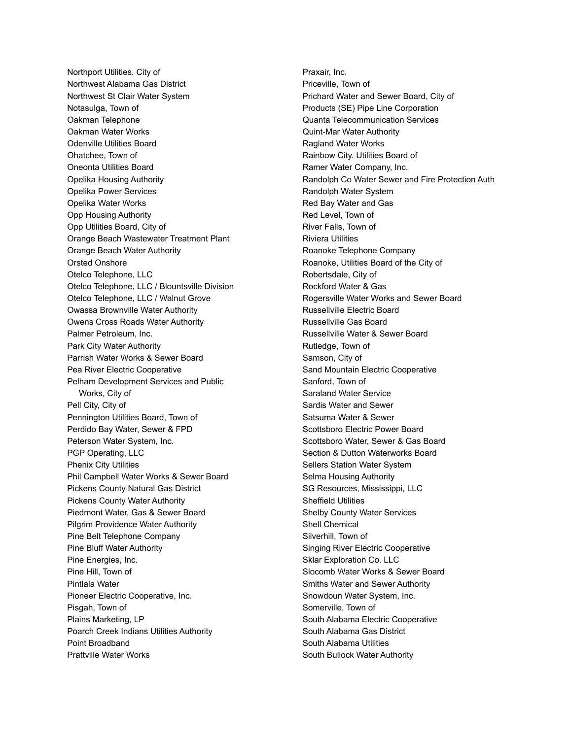Northport Utilities, City of
Northwest Alabama Gas District
Northwest St Clair Water System
Notasulga, Town of
Oakman Telephone
Oakman Water Works
Odenville Utilities Board
Ohatchee, Town of
Oneonta Utilities Board
Opelika Housing Authority
Opelika Power Services
Opelika Water Works
Opp Housing Authority
Opp Utilities Board, City of
Orange Beach Wastewater Treatment Plant
Orange Beach Water Authority
Orsted Onshore
Otelco Telephone, LLC
Otelco Telephone, LLC / Blountsville Division
Otelco Telephone, LLC / Walnut Grove
Owassa Brownville Water Authority
Owens Cross Roads Water Authority
Palmer Petroleum, Inc.
Park City Water Authority
Parrish Water Works & Sewer Board
Pea River Electric Cooperative
Pelham Development Services and Public Works, City of
Pell City, City of
Pennington Utilities Board, Town of
Perdido Bay Water, Sewer & FPD
Peterson Water System, Inc.
PGP Operating, LLC
Phenix City Utilities
Phil Campbell Water Works & Sewer Board
Pickens County Natural Gas District
Pickens County Water Authority
Piedmont Water, Gas & Sewer Board
Pilgrim Providence Water Authority
Pine Belt Telephone Company
Pine Bluff Water Authority
Pine Energies, Inc.
Pine Hill, Town of
Pintlala Water
Pioneer Electric Cooperative, Inc.
Pisgah, Town of
Plains Marketing, LP
Poarch Creek Indians Utilities Authority
Point Broadband
Prattville Water Works
Praxair, Inc.
Priceville, Town of
Prichard Water and Sewer Board, City of
Products (SE) Pipe Line Corporation
Quanta Telecommunication Services
Quint-Mar Water Authority
Ragland Water Works
Rainbow City. Utilities Board of
Ramer Water Company, Inc.
Randolph Co Water Sewer and Fire Protection Auth
Randolph Water System
Red Bay Water and Gas
Red Level, Town of
River Falls, Town of
Riviera Utilities
Roanoke Telephone Company
Roanoke, Utilities Board of the City of
Robertsdale, City of
Rockford Water & Gas
Rogersville Water Works and Sewer Board
Russellville Electric Board
Russellville Gas Board
Russellville Water & Sewer Board
Rutledge, Town of
Samson, City of
Sand Mountain Electric Cooperative
Sanford, Town of
Saraland Water Service
Sardis Water and Sewer
Satsuma Water & Sewer
Scottsboro Electric Power Board
Scottsboro Water, Sewer & Gas Board
Section & Dutton Waterworks Board
Sellers Station Water System
Selma Housing Authority
SG Resources, Mississippi, LLC
Sheffield Utilities
Shelby County Water Services
Shell Chemical
Silverhill, Town of
Singing River Electric Cooperative
Sklar Exploration Co. LLC
Slocomb Water Works & Sewer Board
Smiths Water and Sewer Authority
Snowdoun Water System, Inc.
Somerville, Town of
South Alabama Electric Cooperative
South Alabama Gas District
South Alabama Utilities
South Bullock Water Authority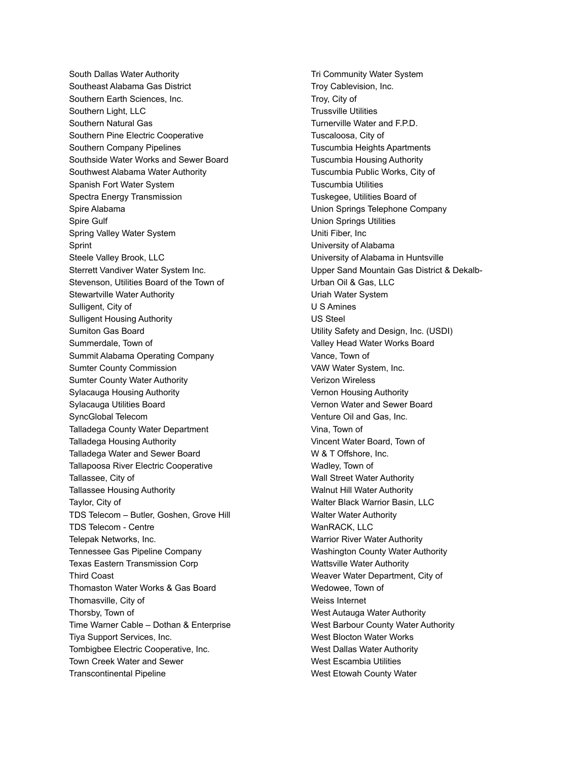South Dallas Water Authority
Southeast Alabama Gas District
Southern Earth Sciences, Inc.
Southern Light, LLC
Southern Natural Gas
Southern Pine Electric Cooperative
Southern Company Pipelines
Southside Water Works and Sewer Board
Southwest Alabama Water Authority
Spanish Fort Water System
Spectra Energy Transmission
Spire Alabama
Spire Gulf
Spring Valley Water System
Sprint
Steele Valley Brook, LLC
Sterrett Vandiver Water System Inc.
Stevenson, Utilities Board of the Town of
Stewartville Water Authority
Sulligent, City of
Sulligent Housing Authority
Sumiton Gas Board
Summerdale, Town of
Summit Alabama Operating Company
Sumter County Commission
Sumter County Water Authority
Sylacauga Housing Authority
Sylacauga Utilities Board
SyncGlobal Telecom
Talladega County Water Department
Talladega Housing Authority
Talladega Water and Sewer Board
Tallapoosa River Electric Cooperative
Tallassee, City of
Tallassee Housing Authority
Taylor, City of
TDS Telecom – Butler, Goshen, Grove Hill
TDS Telecom - Centre
Telepak Networks, Inc.
Tennessee Gas Pipeline Company
Texas Eastern Transmission Corp
Third Coast
Thomaston Water Works & Gas Board
Thomasville, City of
Thorsby, Town of
Time Warner Cable – Dothan & Enterprise
Tiya Support Services, Inc.
Tombigbee Electric Cooperative, Inc.
Town Creek Water and Sewer
Transcontinental Pipeline
Tri Community Water System
Troy Cablevision, Inc.
Troy, City of
Trussville Utilities
Turnerville Water and F.P.D.
Tuscaloosa, City of
Tuscumbia Heights Apartments
Tuscumbia Housing Authority
Tuscumbia Public Works, City of
Tuscumbia Utilities
Tuskegee, Utilities Board of
Union Springs Telephone Company
Union Springs Utilities
Uniti Fiber, Inc
University of Alabama
University of Alabama in Huntsville
Upper Sand Mountain Gas District & Dekalb-
Urban Oil & Gas, LLC
Uriah Water System
U S Amines
US Steel
Utility Safety and Design, Inc. (USDI)
Valley Head Water Works Board
Vance, Town of
VAW Water System, Inc.
Verizon Wireless
Vernon Housing Authority
Vernon Water and Sewer Board
Venture Oil and Gas, Inc.
Vina, Town of
Vincent Water Board, Town of
W & T Offshore, Inc.
Wadley, Town of
Wall Street Water Authority
Walnut Hill Water Authority
Walter Black Warrior Basin, LLC
Walter Water Authority
WanRACK, LLC
Warrior River Water Authority
Washington County Water Authority
Wattsville Water Authority
Weaver Water Department, City of
Wedowee, Town of
Weiss Internet
West Autauga Water Authority
West Barbour County Water Authority
West Blocton Water Works
West Dallas Water Authority
West Escambia Utilities
West Etowah County Water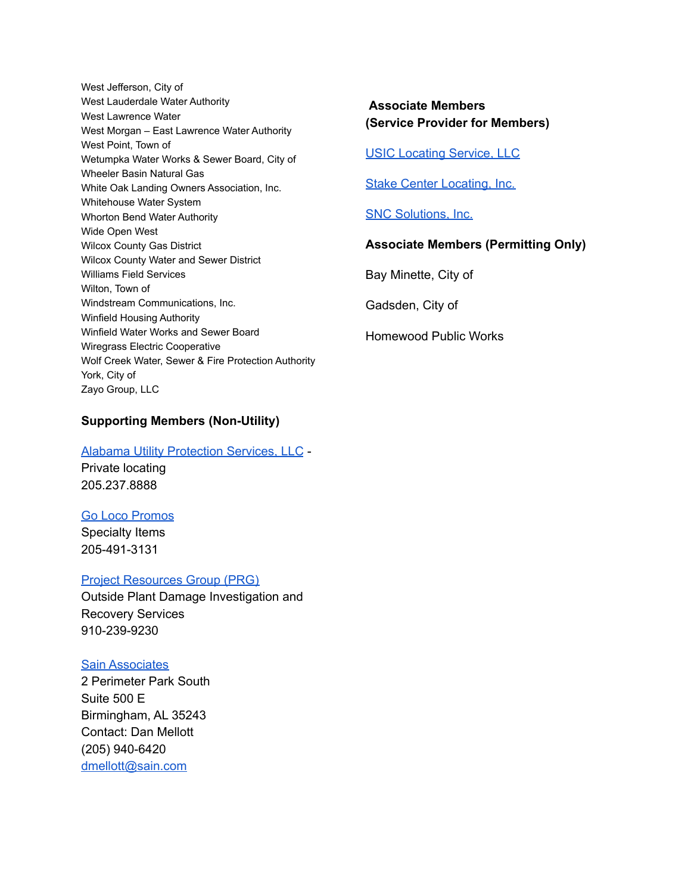West Jefferson, City of
West Lauderdale Water Authority
West Lawrence Water
West Morgan – East Lawrence Water Authority
West Point, Town of
Wetumpka Water Works & Sewer Board, City of
Wheeler Basin Natural Gas
White Oak Landing Owners Association, Inc.
Whitehouse Water System
Whorton Bend Water Authority
Wide Open West
Wilcox County Gas District
Wilcox County Water and Sewer District
Williams Field Services
Wilton, Town of
Windstream Communications, Inc.
Winfield Housing Authority
Winfield Water Works and Sewer Board
Wiregrass Electric Cooperative
Wolf Creek Water, Sewer & Fire Protection Authority
York, City of
Zayo Group, LLC

**Supporting Members (Non-Utility)**

Alabama Utility Protection Services, LLC - Private locating
205.237.8888

Go Loco Promos
Specialty Items
205-491-3131

Project Resources Group (PRG)
Outside Plant Damage Investigation and Recovery Services
910-239-9230

Sain Associates
2 Perimeter Park South
Suite 500 E
Birmingham, AL 35243
Contact: Dan Mellott
(205) 940-6420
dmellott@sain.com

**Associate Members (Service Provider for Members)**

USIC Locating Service, LLC

Stake Center Locating, Inc.

SNC Solutions, Inc.

**Associate Members (Permitting Only)**

Bay Minette, City of

Gadsden, City of

Homewood Public Works